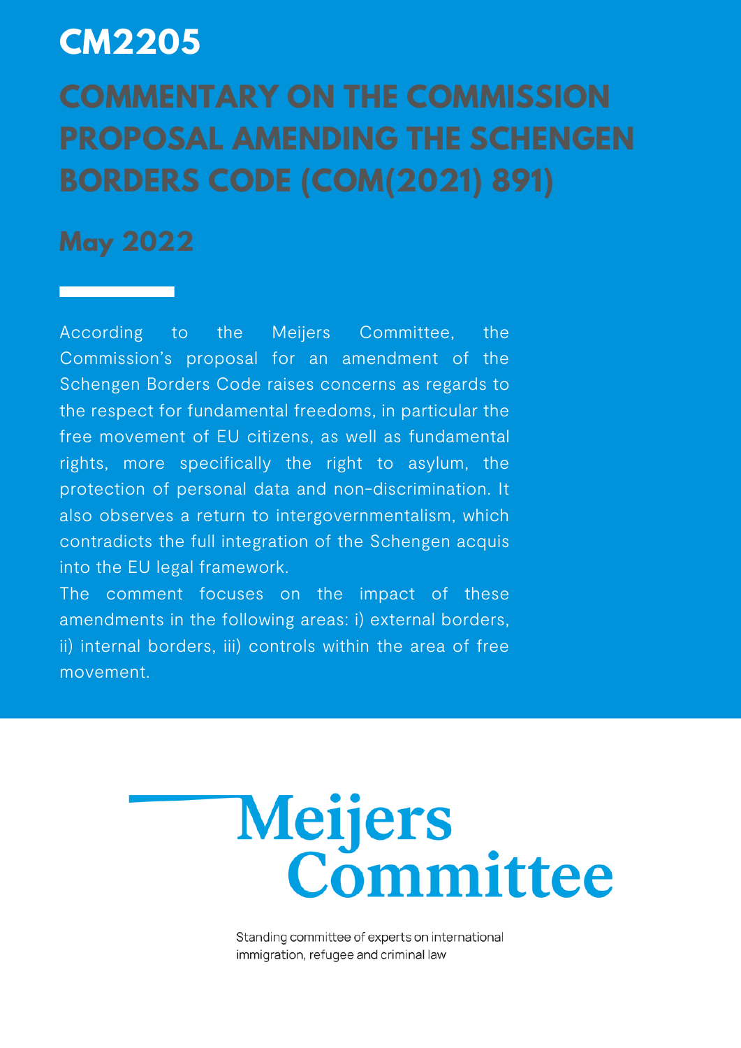# CM2205

# COMMENTARY ON THE COMMISSION PROPOSAL AMENDING THE SCHENGEN BORDERS CODE (COM(2021) 891)

## May 2022

According to the Meijers Committee, the Commission's proposal for an amendment of the Schengen Borders Code raises concerns as regards to the respect for fundamental freedoms, in particular the free movement of EU citizens, as well as fundamental rights, more specifically the right to asylum, the protection of personal data and non-discrimination. It also observes a return to intergovernmentalism, which contradicts the full integration of the Schengen acquis into the EU legal framework.

The comment focuses on the impact of these amendments in the following areas: i) external borders, ii) internal borders, iii) controls within the area of free movement.

Meijers Committee

Standing committee of experts on international immigration, refugee and criminal law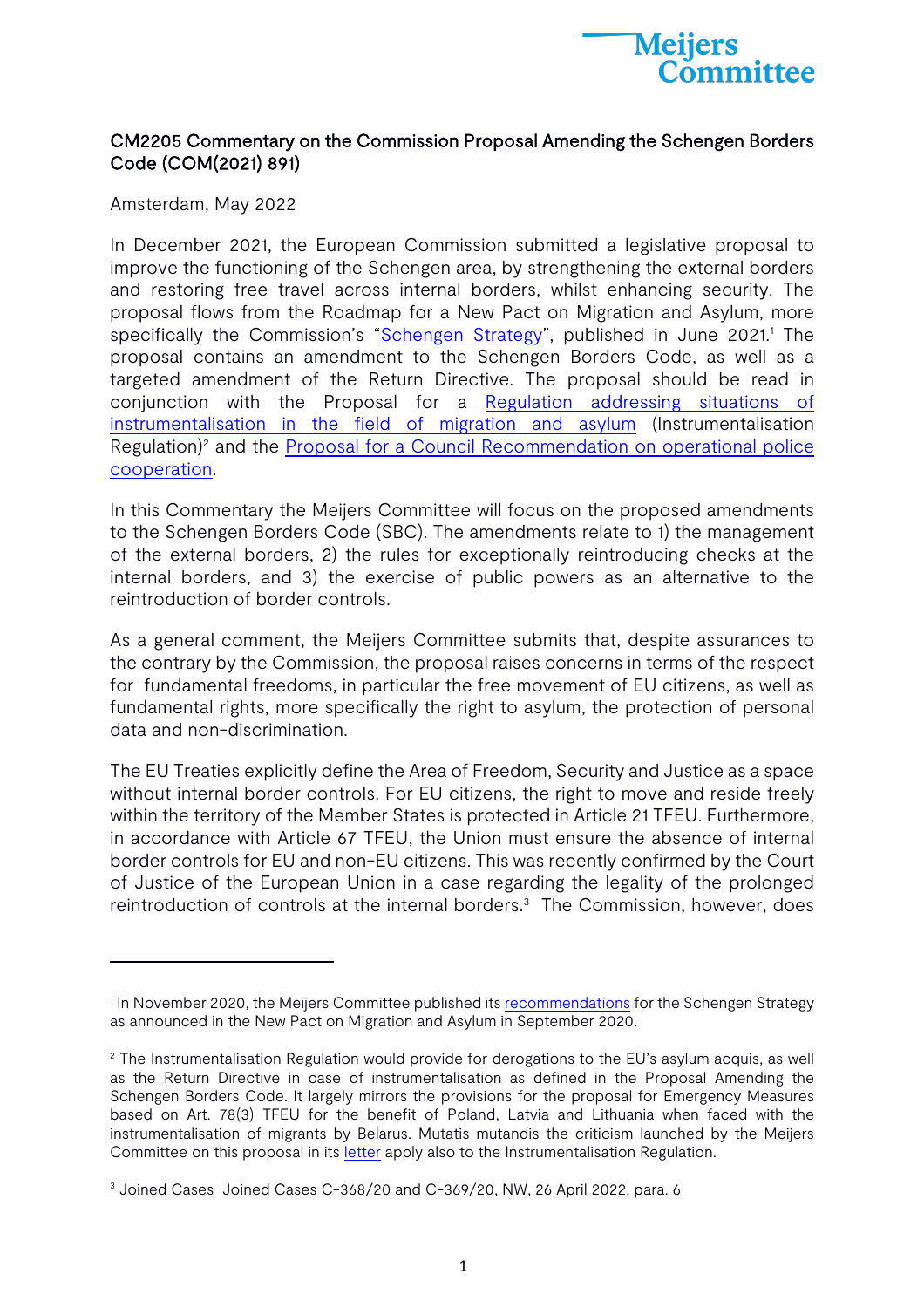Meijers Committee

## CM2205 Commentary on the Commission Proposal Amending the Schengen Borders Code (COM(2021) 891)

Amsterdam, May 2022

In December 2021, the European Commission submitted a legislative proposal to improve the functioning of the Schengen area, by strengthening the external borders and restoring free travel across internal borders, whilst enhancing security. The proposal flows from the Roadmap for a New Pact on Migration and Asylum, more specifically the Commission's "Schengen Strategy", published in June 2021.[1] The proposal contains an amendment to the Schengen Borders Code, as well as a targeted amendment of the Return Directive. The proposal should be read in conjunction with the Proposal for a Regulation addressing situations of instrumentalisation in the field of migration and asylum (Instrumentalisation Regulation)[2] and the Proposal for a Council Recommendation on operational police cooperation.

In this Commentary the Meijers Committee will focus on the proposed amendments to the Schengen Borders Code (SBC). The amendments relate to 1) the management of the external borders, 2) the rules for exceptionally reintroducing checks at the internal borders, and 3) the exercise of public powers as an alternative to the reintroduction of border controls.

As a general comment, the Meijers Committee submits that, despite assurances to the contrary by the Commission, the proposal raises concerns in terms of the respect for fundamental freedoms, in particular the free movement of EU citizens, as well as fundamental rights, more specifically the right to asylum, the protection of personal data and non-discrimination.

The EU Treaties explicitly define the Area of Freedom, Security and Justice as a space without internal border controls. For EU citizens, the right to move and reside freely within the territory of the Member States is protected in Article 21 TFEU. Furthermore, in accordance with Article 67 TFEU, the Union must ensure the absence of internal border controls for EU and non-EU citizens. This was recently confirmed by the Court of Justice of the European Union in a case regarding the legality of the prolonged reintroduction of controls at the internal borders.[3] The Commission, however, does

---

[1] In November 2020, the Meijers Committee published its recommendations for the Schengen Strategy as announced in the New Pact on Migration and Asylum in September 2020.

[2] The Instrumentalisation Regulation would provide for derogations to the EU's asylum acquis, as well as the Return Directive in case of instrumentalisation as defined in the Proposal Amending the Schengen Borders Code. It largely mirrors the provisions for the proposal for Emergency Measures based on Art. 78(3) TFEU for the benefit of Poland, Latvia and Lithuania when faced with the instrumentalisation of migrants by Belarus. Mutatis mutandis the criticism launched by the Meijers Committee on this proposal in its letter apply also to the Instrumentalisation Regulation.

[3] Joined Cases Joined Cases C-368/20 and C-369/20, NW, 26 April 2022, para. 6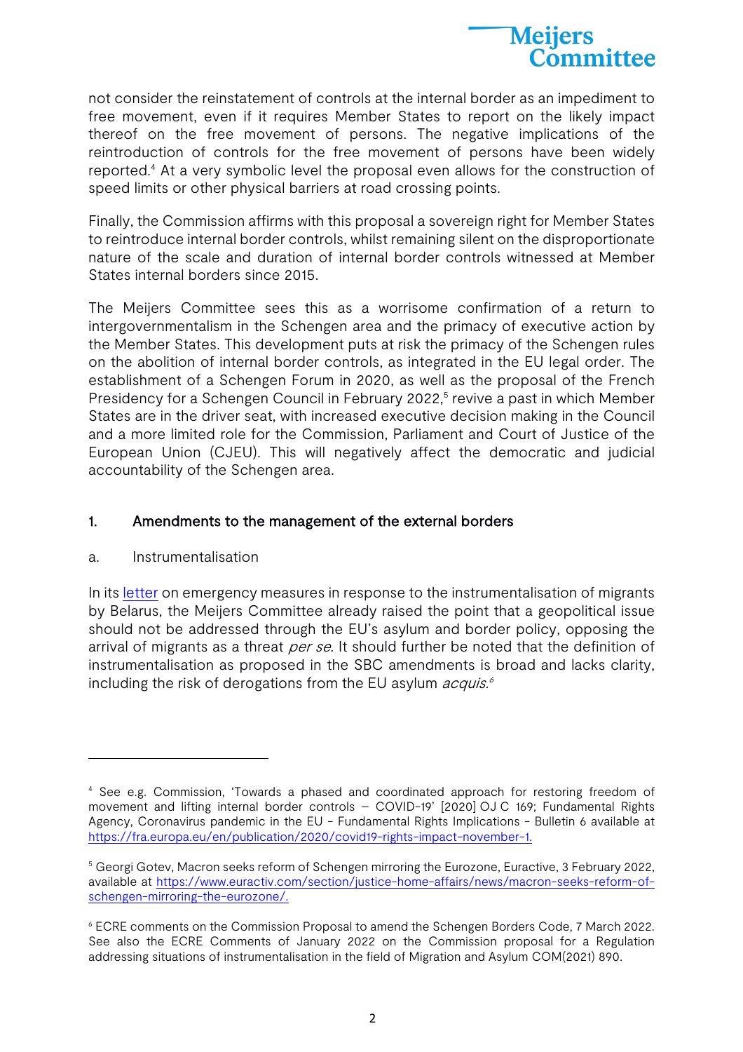not consider the reinstatement of controls at the internal border as an impediment to free movement, even if it requires Member States to report on the likely impact thereof on the free movement of persons. The negative implications of the reintroduction of controls for the free movement of persons have been widely reported.[4] At a very symbolic level the proposal even allows for the construction of speed limits or other physical barriers at road crossing points.

Finally, the Commission affirms with this proposal a sovereign right for Member States to reintroduce internal border controls, whilst remaining silent on the disproportionate nature of the scale and duration of internal border controls witnessed at Member States internal borders since 2015.

The Meijers Committee sees this as a worrisome confirmation of a return to intergovernmentalism in the Schengen area and the primacy of executive action by the Member States. This development puts at risk the primacy of the Schengen rules on the abolition of internal border controls, as integrated in the EU legal order. The establishment of a Schengen Forum in 2020, as well as the proposal of the French Presidency for a Schengen Council in February 2022,[5] revive a past in which Member States are in the driver seat, with increased executive decision making in the Council and a more limited role for the Commission, Parliament and Court of Justice of the European Union (CJEU). This will negatively affect the democratic and judicial accountability of the Schengen area.

## 1. Amendments to the management of the external borders

### a. Instrumentalisation

In its letter on emergency measures in response to the instrumentalisation of migrants by Belarus, the Meijers Committee already raised the point that a geopolitical issue should not be addressed through the EU's asylum and border policy, opposing the arrival of migrants as a threat *per se*. It should further be noted that the definition of instrumentalisation as proposed in the SBC amendments is broad and lacks clarity, including the risk of derogations from the EU asylum *acquis.*[6]

---

[4] See e.g. Commission, 'Towards a phased and coordinated approach for restoring freedom of movement and lifting internal border controls – COVID-19' [2020] OJ C 169; Fundamental Rights Agency, Coronavirus pandemic in the EU - Fundamental Rights Implications - Bulletin 6 available at https://fra.europa.eu/en/publication/2020/covid19-rights-impact-november-1.

[5] Georgi Gotev, Macron seeks reform of Schengen mirroring the Eurozone, Euractive, 3 February 2022, available at https://www.euractiv.com/section/justice-home-affairs/news/macron-seeks-reform-of-schengen-mirroring-the-eurozone/.

[6] ECRE comments on the Commission Proposal to amend the Schengen Borders Code, 7 March 2022. See also the ECRE Comments of January 2022 on the Commission proposal for a Regulation addressing situations of instrumentalisation in the field of Migration and Asylum COM(2021) 890.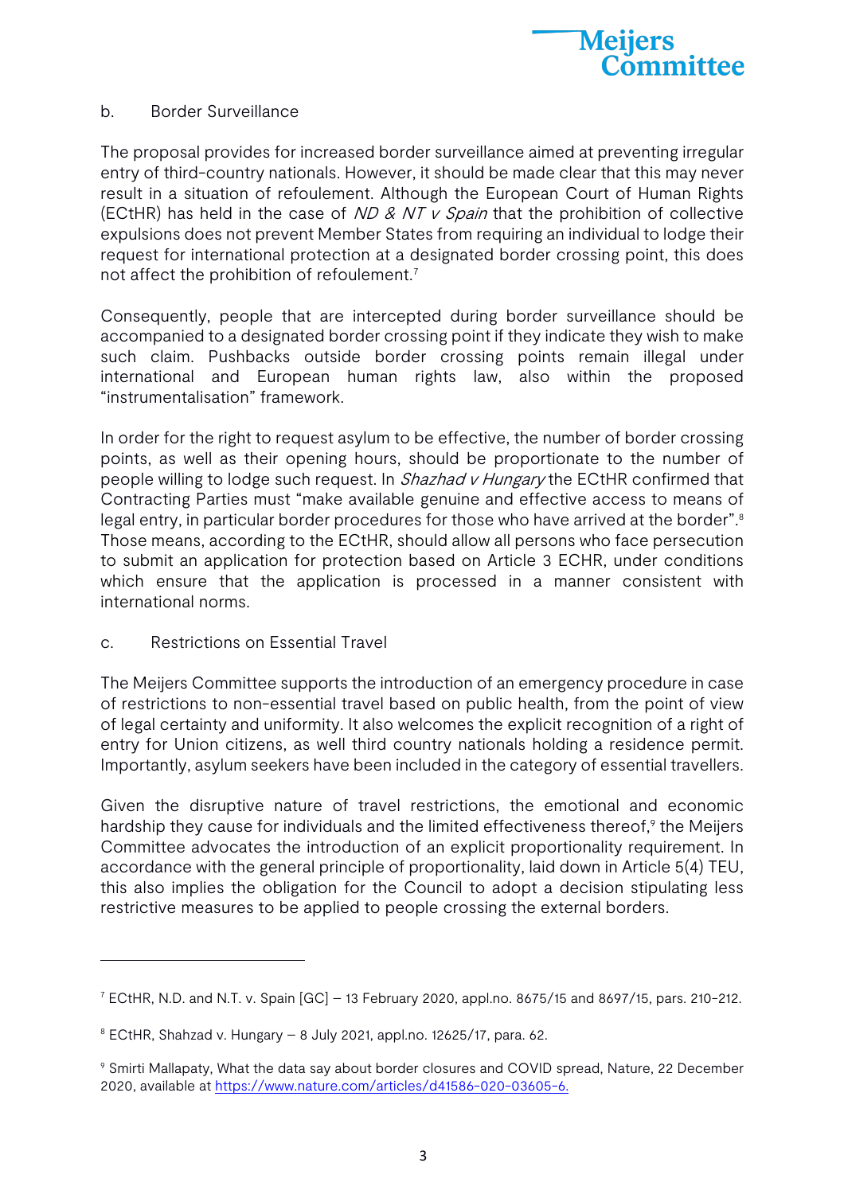b. Border Surveillance

The proposal provides for increased border surveillance aimed at preventing irregular entry of third-country nationals. However, it should be made clear that this may never result in a situation of refoulement. Although the European Court of Human Rights (ECtHR) has held in the case of *ND & NT v Spain* that the prohibition of collective expulsions does not prevent Member States from requiring an individual to lodge their request for international protection at a designated border crossing point, this does not affect the prohibition of refoulement.[7]

Consequently, people that are intercepted during border surveillance should be accompanied to a designated border crossing point if they indicate they wish to make such claim. Pushbacks outside border crossing points remain illegal under international and European human rights law, also within the proposed "instrumentalisation" framework.

In order for the right to request asylum to be effective, the number of border crossing points, as well as their opening hours, should be proportionate to the number of people willing to lodge such request. In *Shazhad v Hungary* the ECtHR confirmed that Contracting Parties must "make available genuine and effective access to means of legal entry, in particular border procedures for those who have arrived at the border".[8] Those means, according to the ECtHR, should allow all persons who face persecution to submit an application for protection based on Article 3 ECHR, under conditions which ensure that the application is processed in a manner consistent with international norms.

c. Restrictions on Essential Travel

The Meijers Committee supports the introduction of an emergency procedure in case of restrictions to non-essential travel based on public health, from the point of view of legal certainty and uniformity. It also welcomes the explicit recognition of a right of entry for Union citizens, as well third country nationals holding a residence permit. Importantly, asylum seekers have been included in the category of essential travellers.

Given the disruptive nature of travel restrictions, the emotional and economic hardship they cause for individuals and the limited effectiveness thereof,[9] the Meijers Committee advocates the introduction of an explicit proportionality requirement. In accordance with the general principle of proportionality, laid down in Article 5(4) TEU, this also implies the obligation for the Council to adopt a decision stipulating less restrictive measures to be applied to people crossing the external borders.

---

[7] ECtHR, N.D. and N.T. v. Spain [GC] – 13 February 2020, appl.no. 8675/15 and 8697/15, pars. 210-212.

[8] ECtHR, Shahzad v. Hungary – 8 July 2021, appl.no. 12625/17, para. 62.

[9] Smirti Mallapaty, What the data say about border closures and COVID spread, Nature, 22 December 2020, available at https://www.nature.com/articles/d41586-020-03605-6.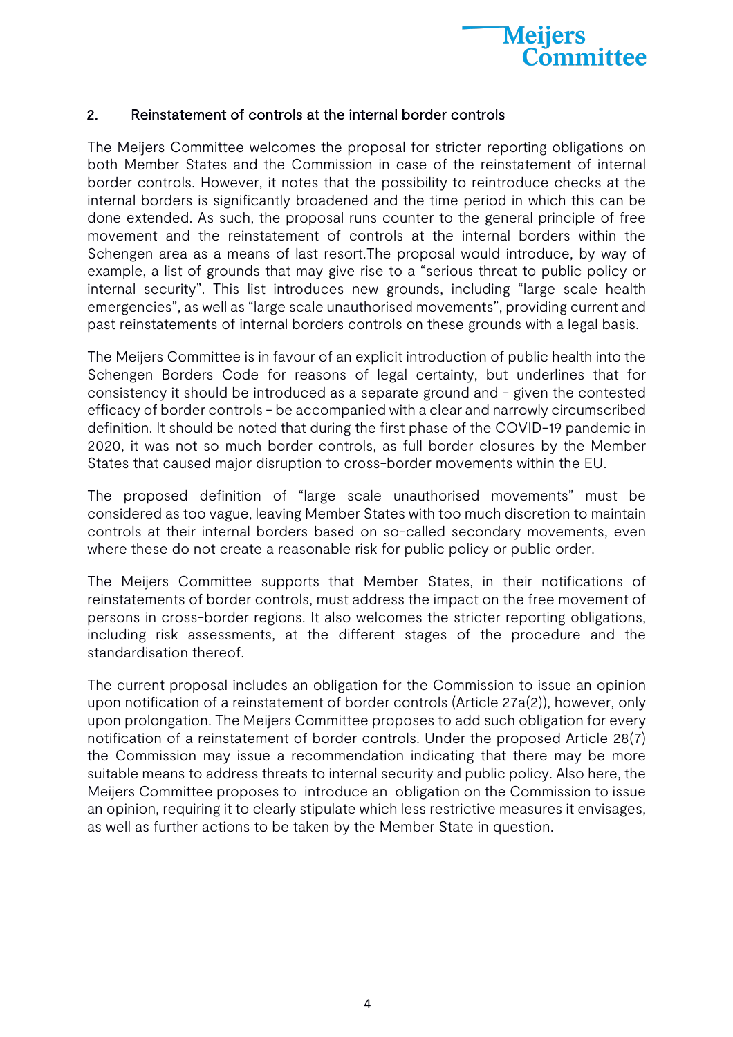## 2. Reinstatement of controls at the internal border controls

The Meijers Committee welcomes the proposal for stricter reporting obligations on both Member States and the Commission in case of the reinstatement of internal border controls. However, it notes that the possibility to reintroduce checks at the internal borders is significantly broadened and the time period in which this can be done extended. As such, the proposal runs counter to the general principle of free movement and the reinstatement of controls at the internal borders within the Schengen area as a means of last resort.The proposal would introduce, by way of example, a list of grounds that may give rise to a "serious threat to public policy or internal security". This list introduces new grounds, including "large scale health emergencies", as well as "large scale unauthorised movements", providing current and past reinstatements of internal borders controls on these grounds with a legal basis.

The Meijers Committee is in favour of an explicit introduction of public health into the Schengen Borders Code for reasons of legal certainty, but underlines that for consistency it should be introduced as a separate ground and - given the contested efficacy of border controls - be accompanied with a clear and narrowly circumscribed definition. It should be noted that during the first phase of the COVID-19 pandemic in 2020, it was not so much border controls, as full border closures by the Member States that caused major disruption to cross-border movements within the EU.

The proposed definition of "large scale unauthorised movements" must be considered as too vague, leaving Member States with too much discretion to maintain controls at their internal borders based on so-called secondary movements, even where these do not create a reasonable risk for public policy or public order.

The Meijers Committee supports that Member States, in their notifications of reinstatements of border controls, must address the impact on the free movement of persons in cross-border regions. It also welcomes the stricter reporting obligations, including risk assessments, at the different stages of the procedure and the standardisation thereof.

The current proposal includes an obligation for the Commission to issue an opinion upon notification of a reinstatement of border controls (Article 27a(2)), however, only upon prolongation. The Meijers Committee proposes to add such obligation for every notification of a reinstatement of border controls. Under the proposed Article 28(7) the Commission may issue a recommendation indicating that there may be more suitable means to address threats to internal security and public policy. Also here, the Meijers Committee proposes to introduce an obligation on the Commission to issue an opinion, requiring it to clearly stipulate which less restrictive measures it envisages, as well as further actions to be taken by the Member State in question.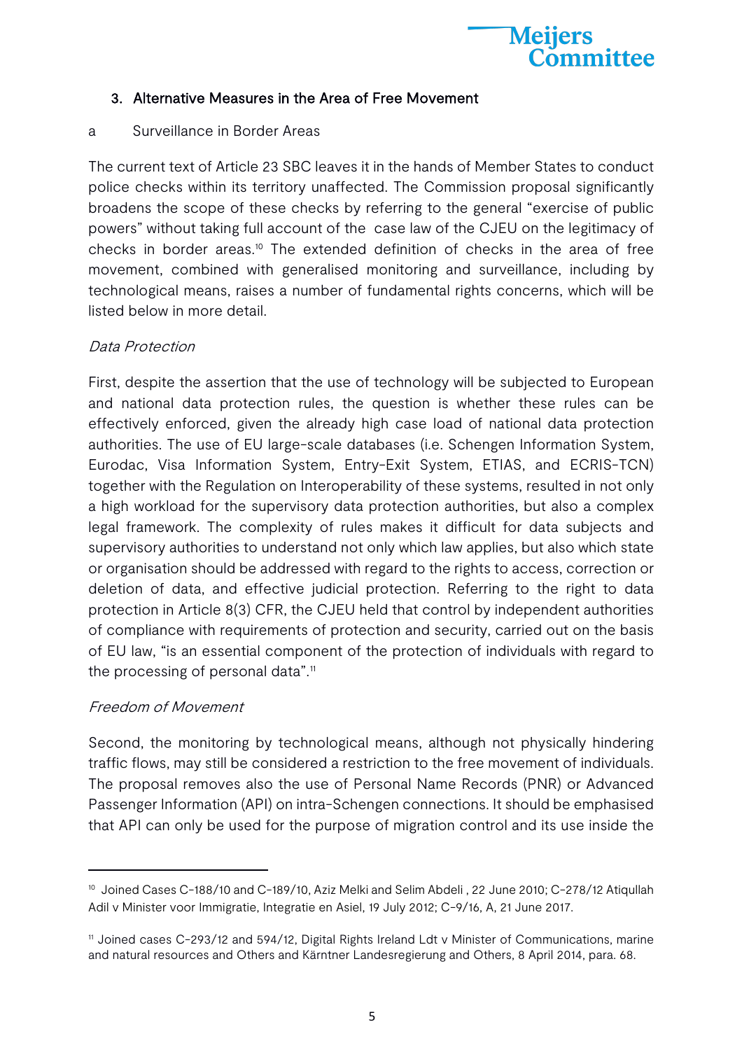### 3. Alternative Measures in the Area of Free Movement

a Surveillance in Border Areas

The current text of Article 23 SBC leaves it in the hands of Member States to conduct police checks within its territory unaffected. The Commission proposal significantly broadens the scope of these checks by referring to the general "exercise of public powers" without taking full account of the case law of the CJEU on the legitimacy of checks in border areas.[10] The extended definition of checks in the area of free movement, combined with generalised monitoring and surveillance, including by technological means, raises a number of fundamental rights concerns, which will be listed below in more detail.

*Data Protection*

First, despite the assertion that the use of technology will be subjected to European and national data protection rules, the question is whether these rules can be effectively enforced, given the already high case load of national data protection authorities. The use of EU large-scale databases (i.e. Schengen Information System, Eurodac, Visa Information System, Entry-Exit System, ETIAS, and ECRIS-TCN) together with the Regulation on Interoperability of these systems, resulted in not only a high workload for the supervisory data protection authorities, but also a complex legal framework. The complexity of rules makes it difficult for data subjects and supervisory authorities to understand not only which law applies, but also which state or organisation should be addressed with regard to the rights to access, correction or deletion of data, and effective judicial protection. Referring to the right to data protection in Article 8(3) CFR, the CJEU held that control by independent authorities of compliance with requirements of protection and security, carried out on the basis of EU law, "is an essential component of the protection of individuals with regard to the processing of personal data".[11]

*Freedom of Movement*

Second, the monitoring by technological means, although not physically hindering traffic flows, may still be considered a restriction to the free movement of individuals. The proposal removes also the use of Personal Name Records (PNR) or Advanced Passenger Information (API) on intra-Schengen connections. It should be emphasised that API can only be used for the purpose of migration control and its use inside the

---

[10] Joined Cases C-188/10 and C-189/10, Aziz Melki and Selim Abdeli , 22 June 2010; C-278/12 Atiqullah Adil v Minister voor Immigratie, Integratie en Asiel, 19 July 2012; C-9/16, A, 21 June 2017.

[11] Joined cases C-293/12 and 594/12, Digital Rights Ireland Ldt v Minister of Communications, marine and natural resources and Others and Kärntner Landesregierung and Others, 8 April 2014, para. 68.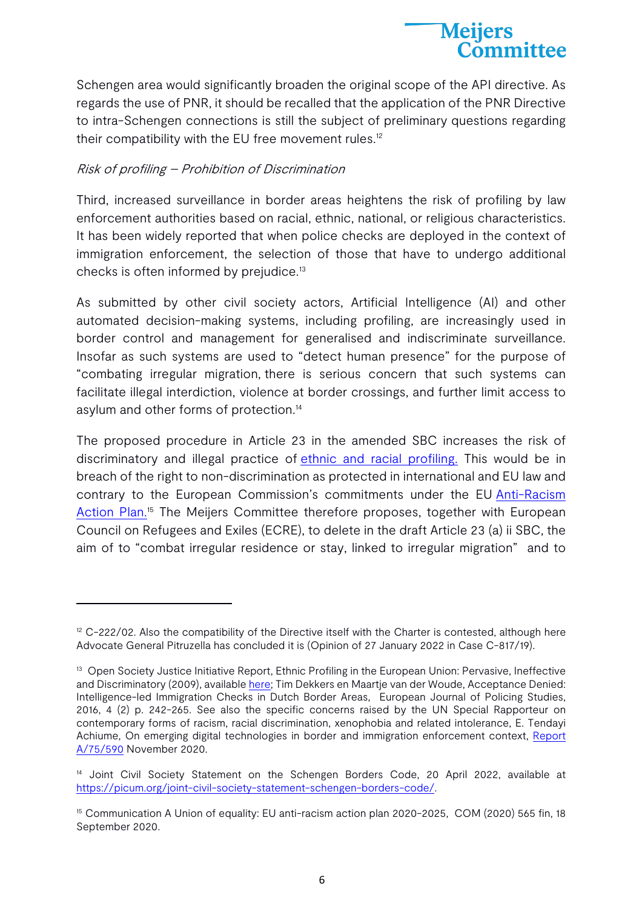Schengen area would significantly broaden the original scope of the API directive. As regards the use of PNR, it should be recalled that the application of the PNR Directive to intra-Schengen connections is still the subject of preliminary questions regarding their compatibility with the EU free movement rules.[12]

*Risk of profiling – Prohibition of Discrimination*

Third, increased surveillance in border areas heightens the risk of profiling by law enforcement authorities based on racial, ethnic, national, or religious characteristics. It has been widely reported that when police checks are deployed in the context of immigration enforcement, the selection of those that have to undergo additional checks is often informed by prejudice.[13]

As submitted by other civil society actors, Artificial Intelligence (AI) and other automated decision-making systems, including profiling, are increasingly used in border control and management for generalised and indiscriminate surveillance. Insofar as such systems are used to "detect human presence" for the purpose of "combating irregular migration, there is serious concern that such systems can facilitate illegal interdiction, violence at border crossings, and further limit access to asylum and other forms of protection.[14]

The proposed procedure in Article 23 in the amended SBC increases the risk of discriminatory and illegal practice of ethnic and racial profiling. This would be in breach of the right to non-discrimination as protected in international and EU law and contrary to the European Commission's commitments under the EU Anti-Racism Action Plan.[15] The Meijers Committee therefore proposes, together with European Council on Refugees and Exiles (ECRE), to delete in the draft Article 23 (a) ii SBC, the aim of to "combat irregular residence or stay, linked to irregular migration" and to

---

[12] C-222/02. Also the compatibility of the Directive itself with the Charter is contested, although here Advocate General Pitruzella has concluded it is (Opinion of 27 January 2022 in Case C-817/19).

[13] Open Society Justice Initiative Report, Ethnic Profiling in the European Union: Pervasive, Ineffective and Discriminatory (2009), available here; Tim Dekkers en Maartje van der Woude, Acceptance Denied: Intelligence-led Immigration Checks in Dutch Border Areas, European Journal of Policing Studies, 2016, 4 (2) p. 242-265. See also the specific concerns raised by the UN Special Rapporteur on contemporary forms of racism, racial discrimination, xenophobia and related intolerance, E. Tendayi Achiume, On emerging digital technologies in border and immigration enforcement context, Report A/75/590 November 2020.

[14] Joint Civil Society Statement on the Schengen Borders Code, 20 April 2022, available at https://picum.org/joint-civil-society-statement-schengen-borders-code/.

[15] Communication A Union of equality: EU anti-racism action plan 2020-2025, COM (2020) 565 fin, 18 September 2020.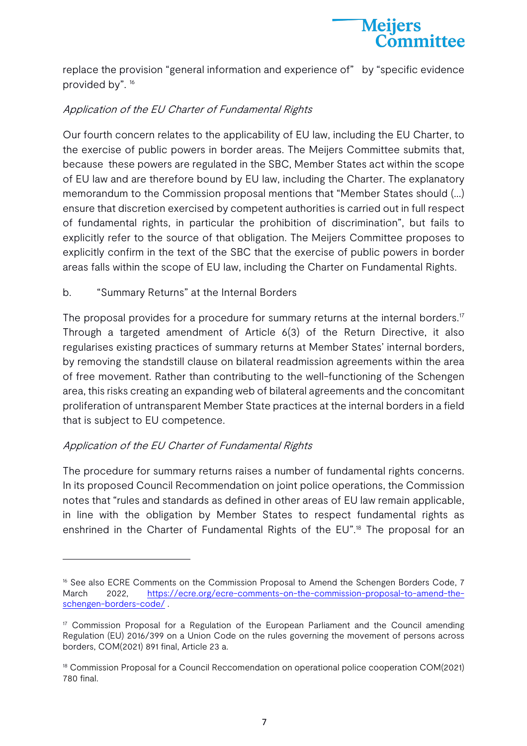replace the provision "general information and experience of" by "specific evidence provided by". [16]

*Application of the EU Charter of Fundamental Rights*

Our fourth concern relates to the applicability of EU law, including the EU Charter, to the exercise of public powers in border areas. The Meijers Committee submits that, because these powers are regulated in the SBC, Member States act within the scope of EU law and are therefore bound by EU law, including the Charter. The explanatory memorandum to the Commission proposal mentions that "Member States should (…) ensure that discretion exercised by competent authorities is carried out in full respect of fundamental rights, in particular the prohibition of discrimination", but fails to explicitly refer to the source of that obligation. The Meijers Committee proposes to explicitly confirm in the text of the SBC that the exercise of public powers in border areas falls within the scope of EU law, including the Charter on Fundamental Rights.

b. "Summary Returns" at the Internal Borders

The proposal provides for a procedure for summary returns at the internal borders.[17] Through a targeted amendment of Article 6(3) of the Return Directive, it also regularises existing practices of summary returns at Member States' internal borders, by removing the standstill clause on bilateral readmission agreements within the area of free movement. Rather than contributing to the well-functioning of the Schengen area, this risks creating an expanding web of bilateral agreements and the concomitant proliferation of untransparent Member State practices at the internal borders in a field that is subject to EU competence.

*Application of the EU Charter of Fundamental Rights*

The procedure for summary returns raises a number of fundamental rights concerns. In its proposed Council Recommendation on joint police operations, the Commission notes that "rules and standards as defined in other areas of EU law remain applicable, in line with the obligation by Member States to respect fundamental rights as enshrined in the Charter of Fundamental Rights of the EU".[18] The proposal for an

---

[16] See also ECRE Comments on the Commission Proposal to Amend the Schengen Borders Code, 7 March 2022, https://ecre.org/ecre-comments-on-the-commission-proposal-to-amend-the-schengen-borders-code/ .

[17] Commission Proposal for a Regulation of the European Parliament and the Council amending Regulation (EU) 2016/399 on a Union Code on the rules governing the movement of persons across borders, COM(2021) 891 final, Article 23 a.

[18] Commission Proposal for a Council Reccomendation on operational police cooperation COM(2021) 780 final.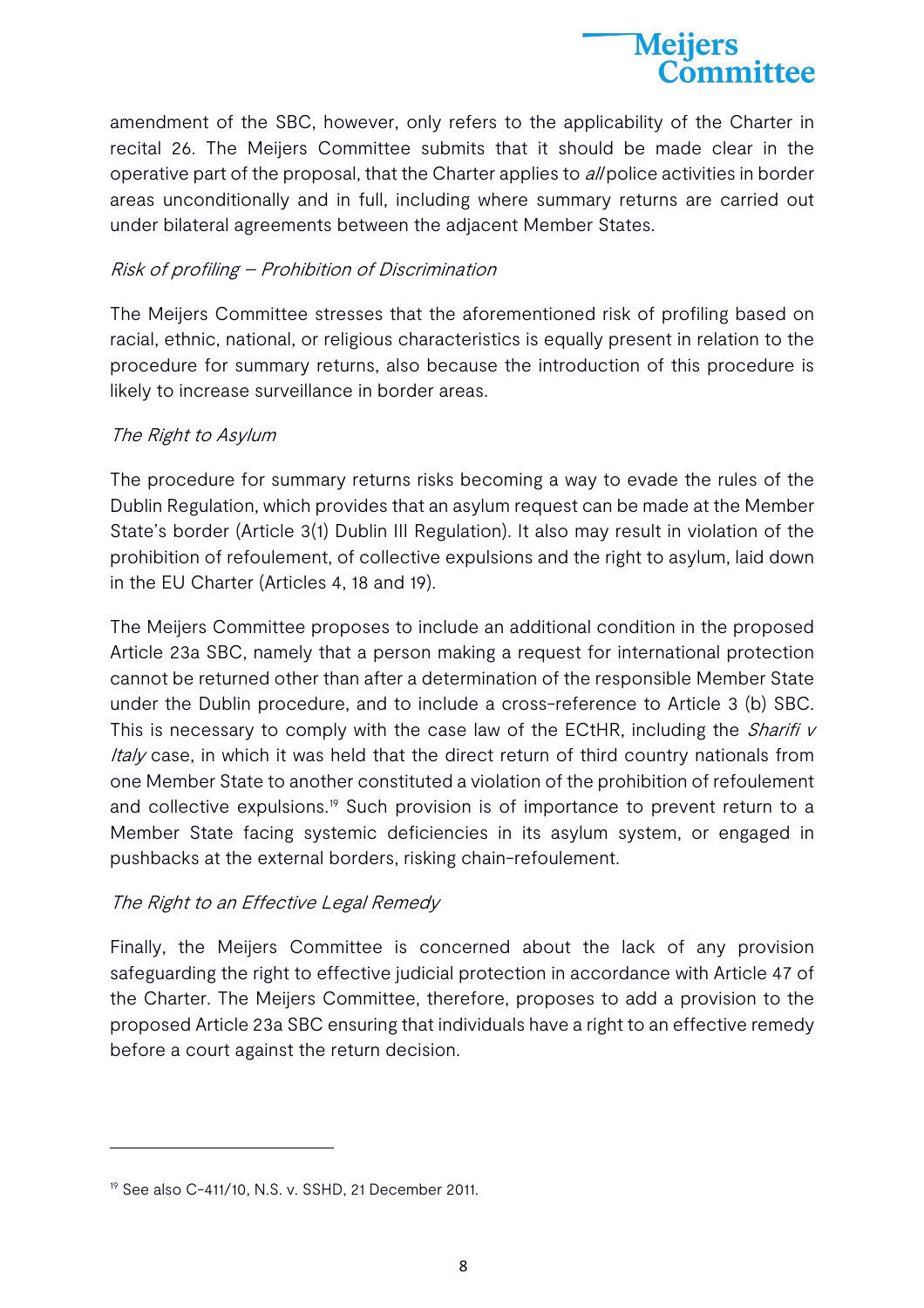amendment of the SBC, however, only refers to the applicability of the Charter in recital 26. The Meijers Committee submits that it should be made clear in the operative part of the proposal, that the Charter applies to *all* police activities in border areas unconditionally and in full, including where summary returns are carried out under bilateral agreements between the adjacent Member States.

*Risk of profiling – Prohibition of Discrimination*

The Meijers Committee stresses that the aforementioned risk of profiling based on racial, ethnic, national, or religious characteristics is equally present in relation to the procedure for summary returns, also because the introduction of this procedure is likely to increase surveillance in border areas.

*The Right to Asylum*

The procedure for summary returns risks becoming a way to evade the rules of the Dublin Regulation, which provides that an asylum request can be made at the Member State's border (Article 3(1) Dublin III Regulation). It also may result in violation of the prohibition of refoulement, of collective expulsions and the right to asylum, laid down in the EU Charter (Articles 4, 18 and 19).

The Meijers Committee proposes to include an additional condition in the proposed Article 23a SBC, namely that a person making a request for international protection cannot be returned other than after a determination of the responsible Member State under the Dublin procedure, and to include a cross-reference to Article 3 (b) SBC. This is necessary to comply with the case law of the ECtHR, including the *Sharifi v Italy* case, in which it was held that the direct return of third country nationals from one Member State to another constituted a violation of the prohibition of refoulement and collective expulsions.[19] Such provision is of importance to prevent return to a Member State facing systemic deficiencies in its asylum system, or engaged in pushbacks at the external borders, risking chain-refoulement.

*The Right to an Effective Legal Remedy*

Finally, the Meijers Committee is concerned about the lack of any provision safeguarding the right to effective judicial protection in accordance with Article 47 of the Charter. The Meijers Committee, therefore, proposes to add a provision to the proposed Article 23a SBC ensuring that individuals have a right to an effective remedy before a court against the return decision.

---

[19] See also C-411/10, N.S. v. SSHD, 21 December 2011.